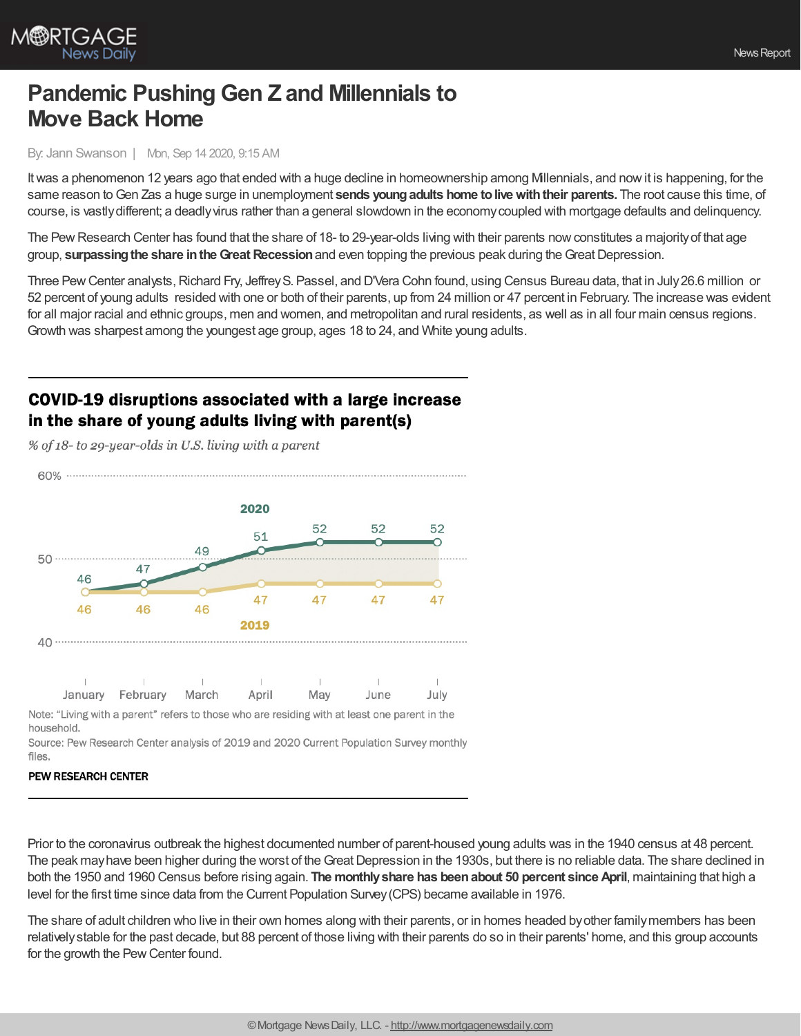# Pandemic Pushing Gen Z and Millennials to Move Back Home

By: Jann Swanson | Mon, Sep 14 2020, 9:15 AM

It was a phenomenon 12 years ago that ended with a huge decline in homeownership among Millennials, and now it is happening, for the same reason to Gen Zas a huge surge in unemployment **sends young adults home to live with their parents.** The root cause this time, of course, is vastly different; a deadly virus rather than a general slowdown in the economy coupled with mortgage defaults and delinquency.

The Pew Research Center has found that the share of 18- to 29-year-olds living with their parents now constitutes a majority of that age group, **surpassing the share in the Great Recession** and even topping the previous peak during the Great Depression.

Three Pew Center analysts, Richard Fry, Jeffrey S. Passel, and D'Vera Cohn found, using Census Bureau data, that in July 26.6 million or 52 percent of young adults resided with one or both of their parents, up from 24 million or 47 percent in February. The increase was evident for all major racial and ethnic groups, men and women, and metropolitan and rural residents, as well as in all four main census regions. Growth was sharpest among the youngest age group, ages 18 to 24, and White young adults.

**COVID-19 disruptions associated with a large increase in the share of young adults living with parent(s)**

*% of 18- to 29-year-olds in U.S. living with a parent*

| | January | February | March | April | May | June | July |
|---|---|---|---|---|---|---|---|
| 2020 | 46 | 47 | 49 | 51 | 52 | 52 | 52 |
| 2019 | 46 | 46 | 46 | 47 | 47 | 47 | 47 |

Note: "Living with a parent" refers to those who are residing with at least one parent in the household.

Source: Pew Research Center analysis of 2019 and 2020 Current Population Survey monthly files.

PEW RESEARCH CENTER

Prior to the coronavirus outbreak the highest documented number of parent-housed young adults was in the 1940 census at 48 percent. The peak may have been higher during the worst of the Great Depression in the 1930s, but there is no reliable data. The share declined in both the 1950 and 1960 Census before rising again. **The monthly share has been about 50 percent since April**, maintaining that high a level for the first time since data from the Current Population Survey (CPS) became available in 1976.

The share of adult children who live in their own homes along with their parents, or in homes headed by other family members has been relatively stable for the past decade, but 88 percent of those living with their parents do so in their parents' home, and this group accounts for the growth the Pew Center found.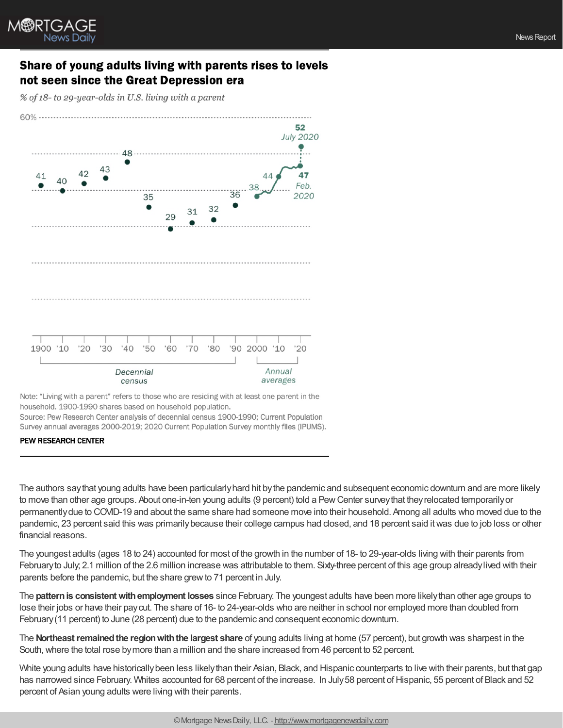## Share of young adults living with parents rises to levels not seen since the Great Depression era

*% of 18- to 29-year-olds in U.S. living with a parent*

| Year | % |
|---|---|
| 1900 | 41 |
| '10 | 40 |
| '20 | 42 |
| '30 | 43 |
| '40 | 48 |
| '50 | 35 |
| '60 | 29 |
| '70 | 31 |
| '80 | 32 |
| '90 | 36 |
| 2000 | 38 |
| '10 | 44 |
| Feb. 2020 | 47 |
| July 2020 | 52 |

1900–1990: Decennial census; 2000–2020: Annual averages

Note: "Living with a parent" refers to those who are residing with at least one parent in the household. 1900-1990 shares based on household population.
Source: Pew Research Center analysis of decennial census 1900-1990; Current Population Survey annual averages 2000-2019; 2020 Current Population Survey monthly files (IPUMS).

PEW RESEARCH CENTER

The authors say that young adults have been particularly hard hit by the pandemic and subsequent economic downturn and are more likely to move than other age groups. About one-in-ten young adults (9 percent) told a Pew Center survey that they relocated temporarily or permanently due to COVID-19 and about the same share had someone move into their household. Among all adults who moved due to the pandemic, 23 percent said this was primarily because their college campus had closed, and 18 percent said it was due to job loss or other financial reasons.

The youngest adults (ages 18 to 24) accounted for most of the growth in the number of 18- to 29-year-olds living with their parents from February to July; 2.1 million of the 2.6 million increase was attributable to them. Sixty-three percent of this age group already lived with their parents before the pandemic, but the share grew to 71 percent in July.

The **pattern is consistent with employment losses** since February. The youngest adults have been more likely than other age groups to lose their jobs or have their pay cut. The share of 16- to 24-year-olds who are neither in school nor employed more than doubled from February (11 percent) to June (28 percent) due to the pandemic and consequent economic downturn.

The **Northeast remained the region with the largest share** of young adults living at home (57 percent), but growth was sharpest in the South, where the total rose by more than a million and the share increased from 46 percent to 52 percent.

White young adults have historically been less likely than their Asian, Black, and Hispanic counterparts to live with their parents, but that gap has narrowed since February. Whites accounted for 68 percent of the increase. In July 58 percent of Hispanic, 55 percent of Black and 52 percent of Asian young adults were living with their parents.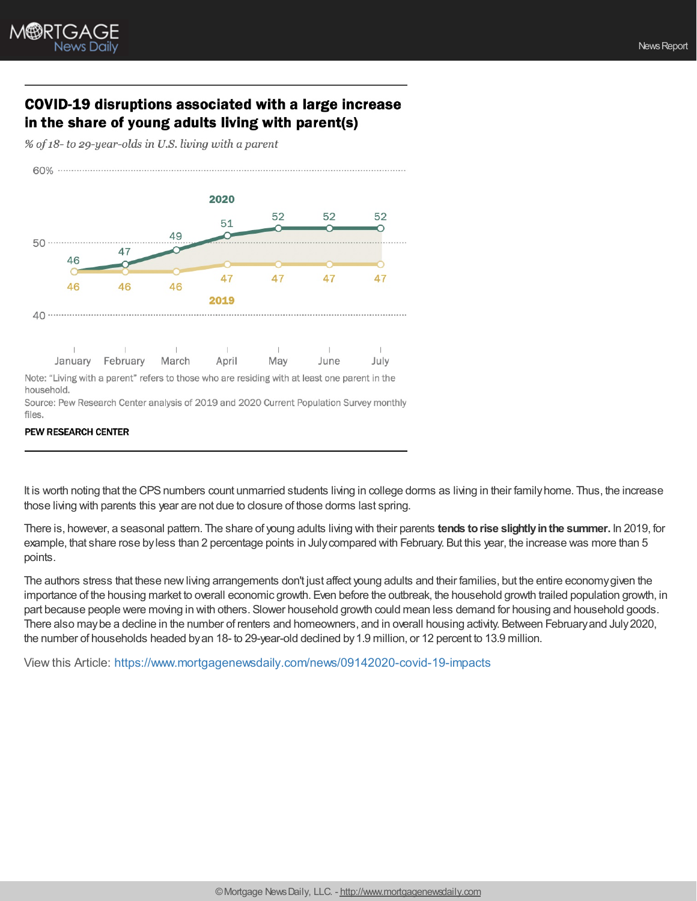## COVID-19 disruptions associated with a large increase in the share of young adults living with parent(s)

*% of 18- to 29-year-olds in U.S. living with a parent*

60%
50
40

2020
46 47 49 51 52 52 52

2019
46 46 46 47 47 47 47

January February March April May June July

Note: "Living with a parent" refers to those who are residing with at least one parent in the household.
Source: Pew Research Center analysis of 2019 and 2020 Current Population Survey monthly files.

PEW RESEARCH CENTER

It is worth noting that the CPS numbers count unmarried students living in college dorms as living in their family home. Thus, the increase those living with parents this year are not due to closure of those dorms last spring.

There is, however, a seasonal pattern. The share of young adults living with their parents **tends to rise slightly in the summer.** In 2019, for example, that share rose by less than 2 percentage points in July compared with February. But this year, the increase was more than 5 points.

The authors stress that these new living arrangements don't just affect young adults and their families, but the entire economy given the importance of the housing market to overall economic growth. Even before the outbreak, the household growth trailed population growth, in part because people were moving in with others. Slower household growth could mean less demand for housing and household goods. There also may be a decline in the number of renters and homeowners, and in overall housing activity. Between February and July 2020, the number of households headed by an 18- to 29-year-old declined by 1.9 million, or 12 percent to 13.9 million.

View this Article: https://www.mortgagenewsdaily.com/news/09142020-covid-19-impacts